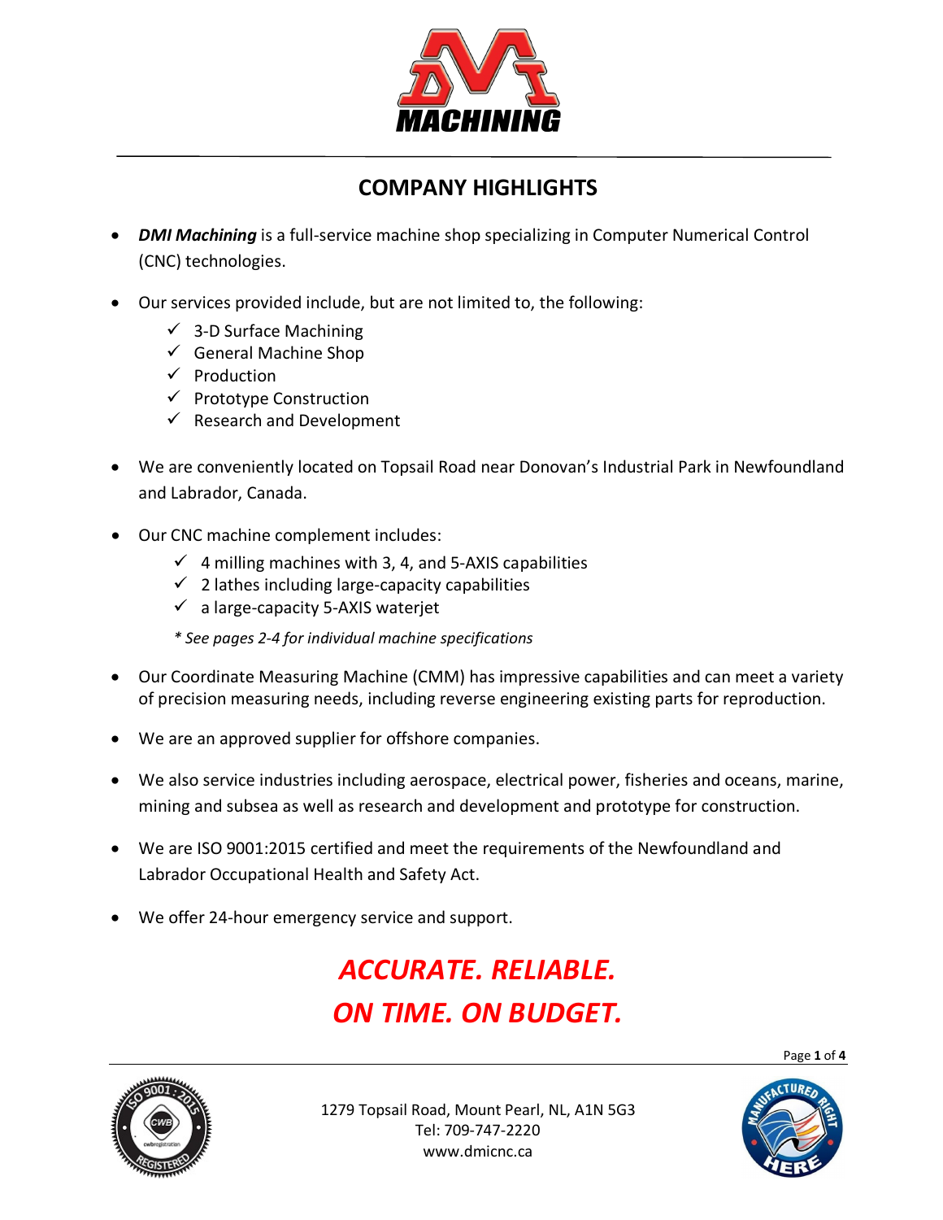DMI MACHINING

## COMPANY HIGHLIGHTS

- ***DMI Machining*** is a full-service machine shop specializing in Computer Numerical Control (CNC) technologies.
- Our services provided include, but are not limited to, the following:
  - ✓ 3-D Surface Machining
  - ✓ General Machine Shop
  - ✓ Production
  - ✓ Prototype Construction
  - ✓ Research and Development
- We are conveniently located on Topsail Road near Donovan's Industrial Park in Newfoundland and Labrador, Canada.
- Our CNC machine complement includes:
  - ✓ 4 milling machines with 3, 4, and 5-AXIS capabilities
  - ✓ 2 lathes including large-capacity capabilities
  - ✓ a large-capacity 5-AXIS waterjet

  *\* See pages 2-4 for individual machine specifications*
- Our Coordinate Measuring Machine (CMM) has impressive capabilities and can meet a variety of precision measuring needs, including reverse engineering existing parts for reproduction.
- We are an approved supplier for offshore companies.
- We also service industries including aerospace, electrical power, fisheries and oceans, marine, mining and subsea as well as research and development and prototype for construction.
- We are ISO 9001:2015 certified and meet the requirements of the Newfoundland and Labrador Occupational Health and Safety Act.
- We offer 24-hour emergency service and support.

***ACCURATE. RELIABLE.***
***ON TIME. ON BUDGET.***

1279 Topsail Road, Mount Pearl, NL, A1N 5G3
Tel: 709-747-2220
www.dmicnc.ca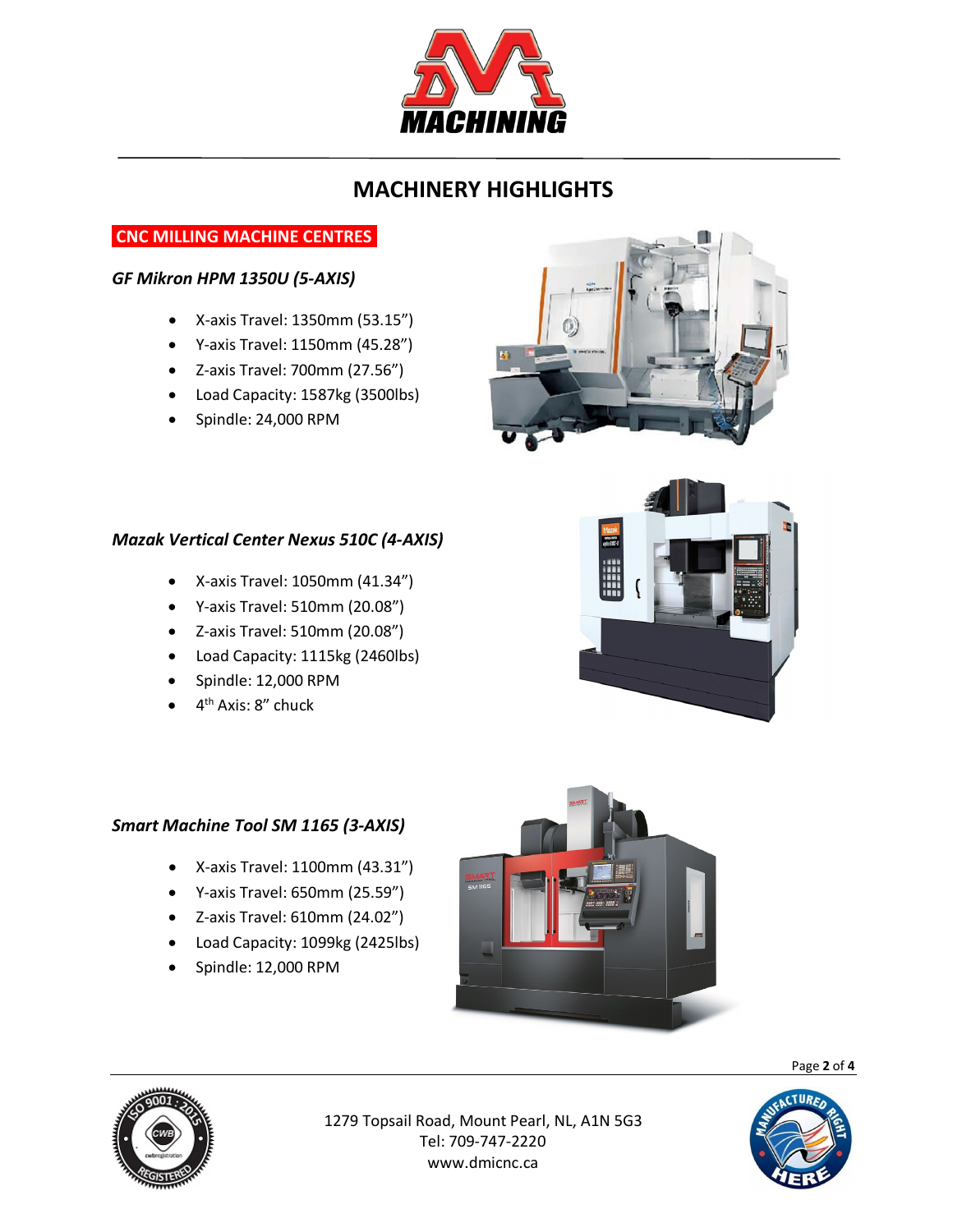# MACHINERY HIGHLIGHTS

## CNC MILLING MACHINE CENTRES

### *GF Mikron HPM 1350U (5-AXIS)*

- X-axis Travel: 1350mm (53.15")
- Y-axis Travel: 1150mm (45.28")
- Z-axis Travel: 700mm (27.56")
- Load Capacity: 1587kg (3500lbs)
- Spindle: 24,000 RPM

### *Mazak Vertical Center Nexus 510C (4-AXIS)*

- X-axis Travel: 1050mm (41.34")
- Y-axis Travel: 510mm (20.08")
- Z-axis Travel: 510mm (20.08")
- Load Capacity: 1115kg (2460lbs)
- Spindle: 12,000 RPM
- 4th Axis: 8" chuck

### *Smart Machine Tool SM 1165 (3-AXIS)*

- X-axis Travel: 1100mm (43.31")
- Y-axis Travel: 650mm (25.59")
- Z-axis Travel: 610mm (24.02")
- Load Capacity: 1099kg (2425lbs)
- Spindle: 12,000 RPM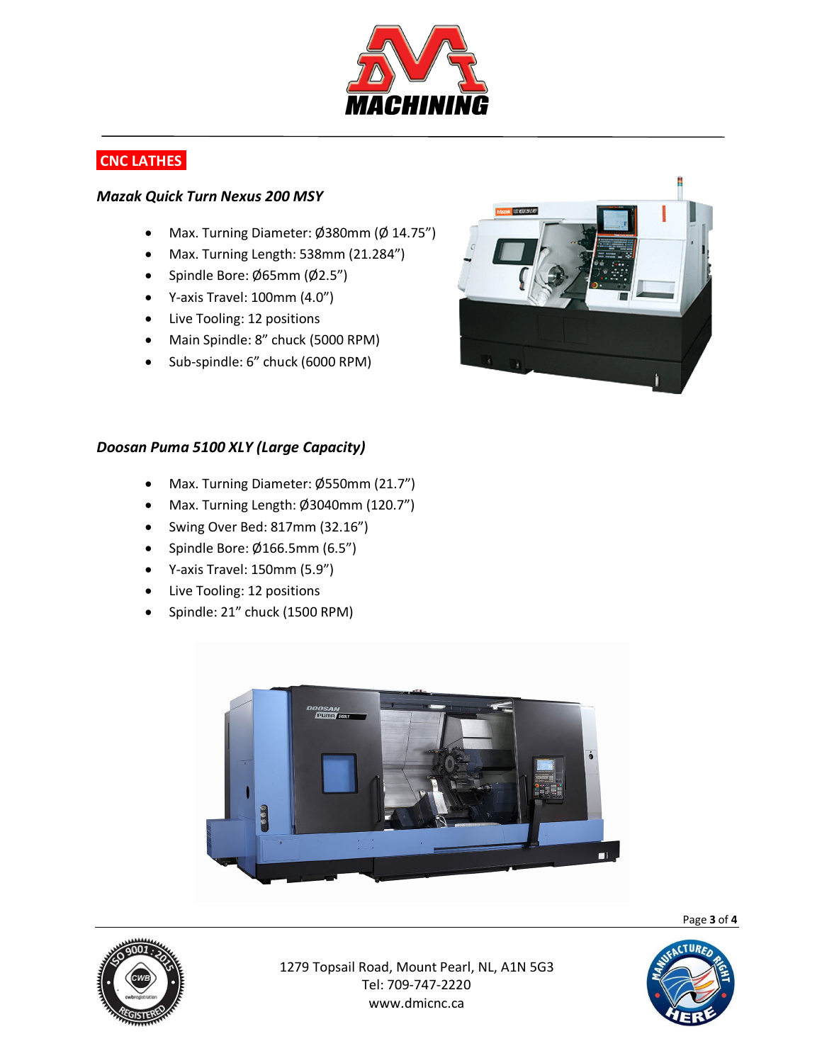## CNC LATHES

### *Mazak Quick Turn Nexus 200 MSY*

- Max. Turning Diameter: Ø380mm (Ø 14.75")
- Max. Turning Length: 538mm (21.284")
- Spindle Bore: Ø65mm (Ø2.5")
- Y-axis Travel: 100mm (4.0")
- Live Tooling: 12 positions
- Main Spindle: 8" chuck (5000 RPM)
- Sub-spindle: 6" chuck (6000 RPM)

### *Doosan Puma 5100 XLY (Large Capacity)*

- Max. Turning Diameter: Ø550mm (21.7")
- Max. Turning Length: Ø3040mm (120.7")
- Swing Over Bed: 817mm (32.16")
- Spindle Bore: Ø166.5mm (6.5")
- Y-axis Travel: 150mm (5.9")
- Live Tooling: 12 positions
- Spindle: 21" chuck (1500 RPM)

1279 Topsail Road, Mount Pearl, NL, A1N 5G3
Tel: 709-747-2220
www.dmicnc.ca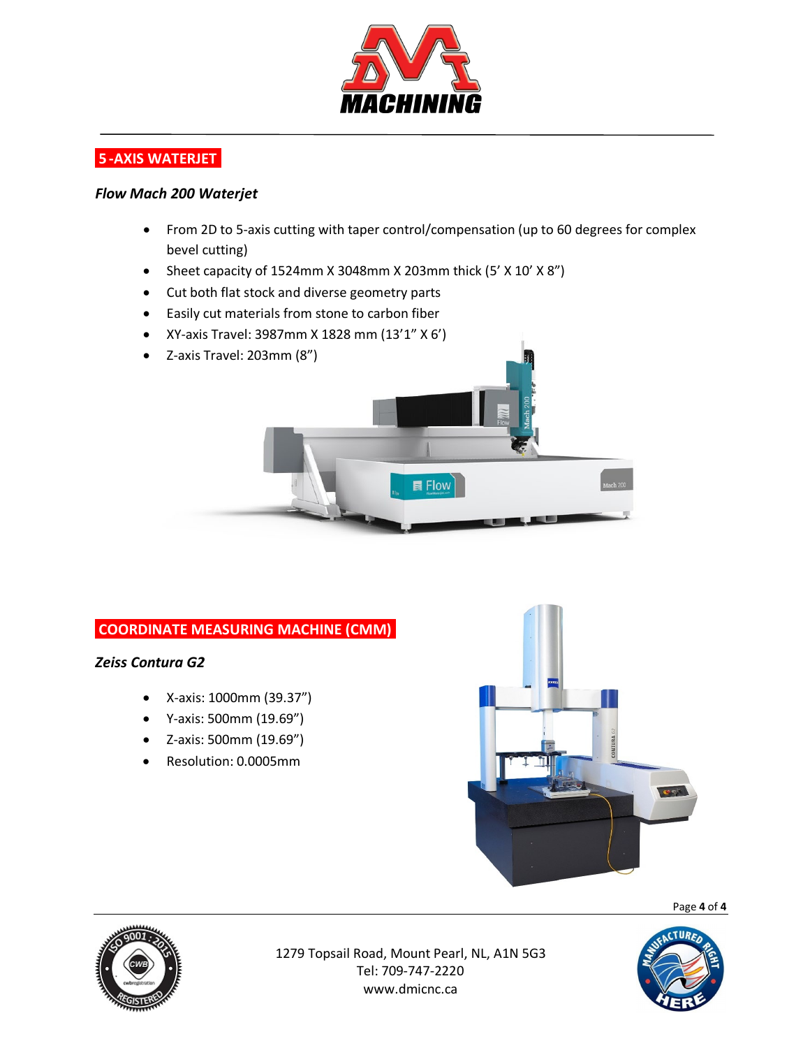## 5-AXIS WATERJET

### *Flow Mach 200 Waterjet*

- From 2D to 5-axis cutting with taper control/compensation (up to 60 degrees for complex bevel cutting)
- Sheet capacity of 1524mm X 3048mm X 203mm thick (5' X 10' X 8")
- Cut both flat stock and diverse geometry parts
- Easily cut materials from stone to carbon fiber
- XY-axis Travel: 3987mm X 1828 mm (13'1" X 6')
- Z-axis Travel: 203mm (8")

## COORDINATE MEASURING MACHINE (CMM)

### *Zeiss Contura G2*

- X-axis: 1000mm (39.37")
- Y-axis: 500mm (19.69")
- Z-axis: 500mm (19.69")
- Resolution: 0.0005mm

1279 Topsail Road, Mount Pearl, NL, A1N 5G3
Tel: 709-747-2220
www.dmicnc.ca